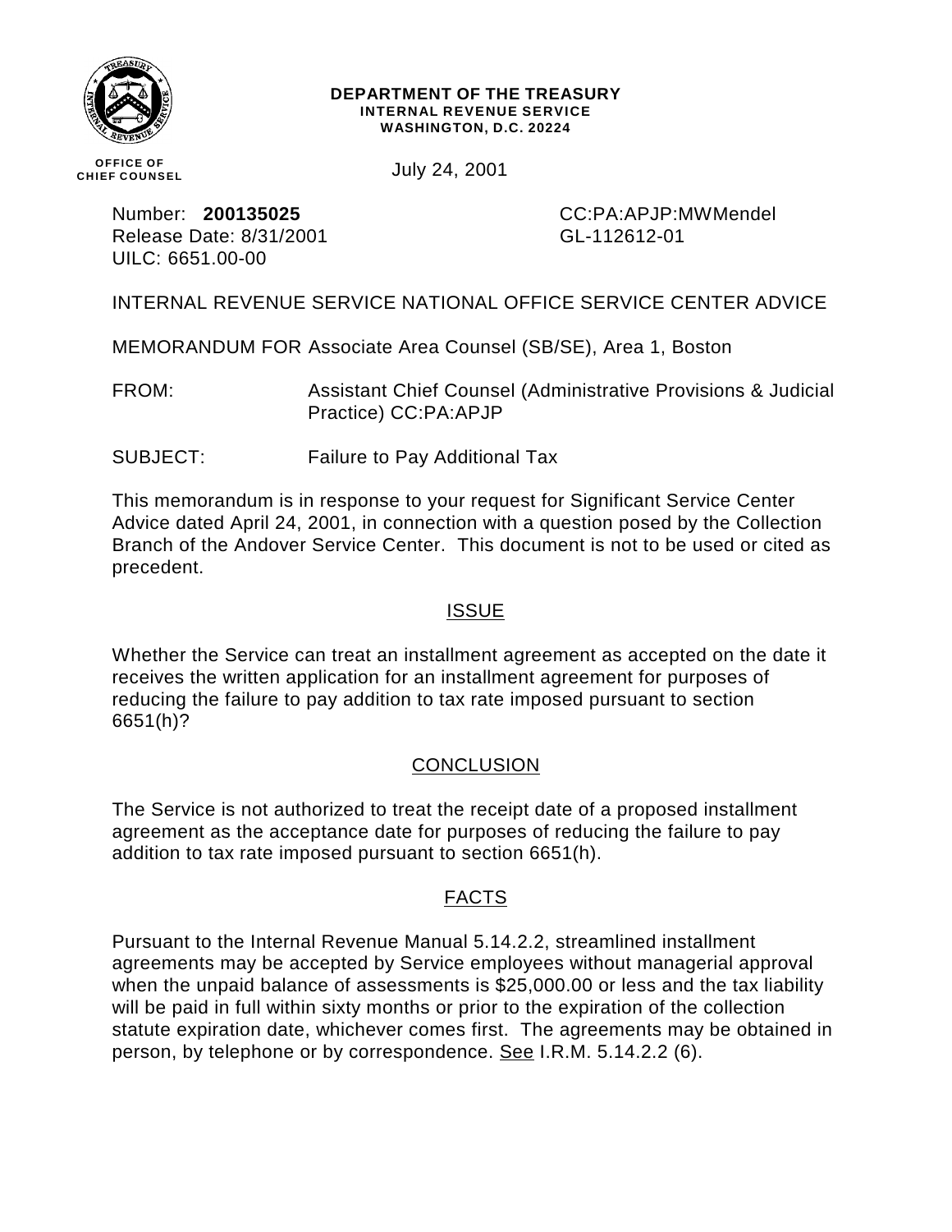**DEPARTMENT OF THE TREASURY**
**INTERNAL REVENUE SERVICE**
**WASHINGTON, D.C. 20224**

**OFFICE OF CHIEF COUNSEL**

July 24, 2001

Number: **200135025**
Release Date: 8/31/2001
UILC: 6651.00-00

CC:PA:APJP:MWMendel
GL-112612-01

INTERNAL REVENUE SERVICE NATIONAL OFFICE SERVICE CENTER ADVICE

MEMORANDUM FOR Associate Area Counsel (SB/SE), Area 1, Boston

FROM: Assistant Chief Counsel (Administrative Provisions & Judicial Practice) CC:PA:APJP

SUBJECT: Failure to Pay Additional Tax

This memorandum is in response to your request for Significant Service Center Advice dated April 24, 2001, in connection with a question posed by the Collection Branch of the Andover Service Center. This document is not to be used or cited as precedent.

## ISSUE

Whether the Service can treat an installment agreement as accepted on the date it receives the written application for an installment agreement for purposes of reducing the failure to pay addition to tax rate imposed pursuant to section 6651(h)?

## CONCLUSION

The Service is not authorized to treat the receipt date of a proposed installment agreement as the acceptance date for purposes of reducing the failure to pay addition to tax rate imposed pursuant to section 6651(h).

## FACTS

Pursuant to the Internal Revenue Manual 5.14.2.2, streamlined installment agreements may be accepted by Service employees without managerial approval when the unpaid balance of assessments is $25,000.00 or less and the tax liability will be paid in full within sixty months or prior to the expiration of the collection statute expiration date, whichever comes first. The agreements may be obtained in person, by telephone or by correspondence. See I.R.M. 5.14.2.2 (6).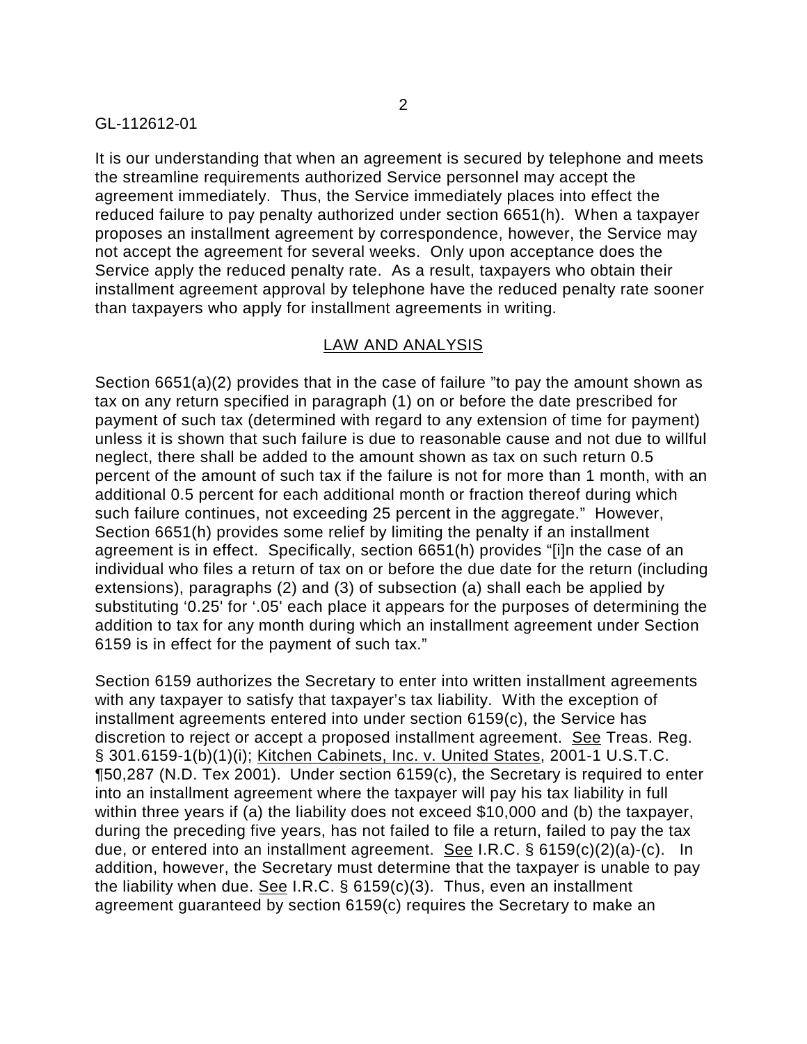GL-112612-01

It is our understanding that when an agreement is secured by telephone and meets the streamline requirements authorized Service personnel may accept the agreement immediately. Thus, the Service immediately places into effect the reduced failure to pay penalty authorized under section 6651(h). When a taxpayer proposes an installment agreement by correspondence, however, the Service may not accept the agreement for several weeks. Only upon acceptance does the Service apply the reduced penalty rate. As a result, taxpayers who obtain their installment agreement approval by telephone have the reduced penalty rate sooner than taxpayers who apply for installment agreements in writing.

## LAW AND ANALYSIS

Section 6651(a)(2) provides that in the case of failure "to pay the amount shown as tax on any return specified in paragraph (1) on or before the date prescribed for payment of such tax (determined with regard to any extension of time for payment) unless it is shown that such failure is due to reasonable cause and not due to willful neglect, there shall be added to the amount shown as tax on such return 0.5 percent of the amount of such tax if the failure is not for more than 1 month, with an additional 0.5 percent for each additional month or fraction thereof during which such failure continues, not exceeding 25 percent in the aggregate." However, Section 6651(h) provides some relief by limiting the penalty if an installment agreement is in effect. Specifically, section 6651(h) provides "[i]n the case of an individual who files a return of tax on or before the due date for the return (including extensions), paragraphs (2) and (3) of subsection (a) shall each be applied by substituting '0.25' for '.05' each place it appears for the purposes of determining the addition to tax for any month during which an installment agreement under Section 6159 is in effect for the payment of such tax."

Section 6159 authorizes the Secretary to enter into written installment agreements with any taxpayer to satisfy that taxpayer's tax liability. With the exception of installment agreements entered into under section 6159(c), the Service has discretion to reject or accept a proposed installment agreement. See Treas. Reg. § 301.6159-1(b)(1)(i); Kitchen Cabinets, Inc. v. United States, 2001-1 U.S.T.C. ¶50,287 (N.D. Tex 2001). Under section 6159(c), the Secretary is required to enter into an installment agreement where the taxpayer will pay his tax liability in full within three years if (a) the liability does not exceed $10,000 and (b) the taxpayer, during the preceding five years, has not failed to file a return, failed to pay the tax due, or entered into an installment agreement. See I.R.C. § 6159(c)(2)(a)-(c). In addition, however, the Secretary must determine that the taxpayer is unable to pay the liability when due. See I.R.C. § 6159(c)(3). Thus, even an installment agreement guaranteed by section 6159(c) requires the Secretary to make an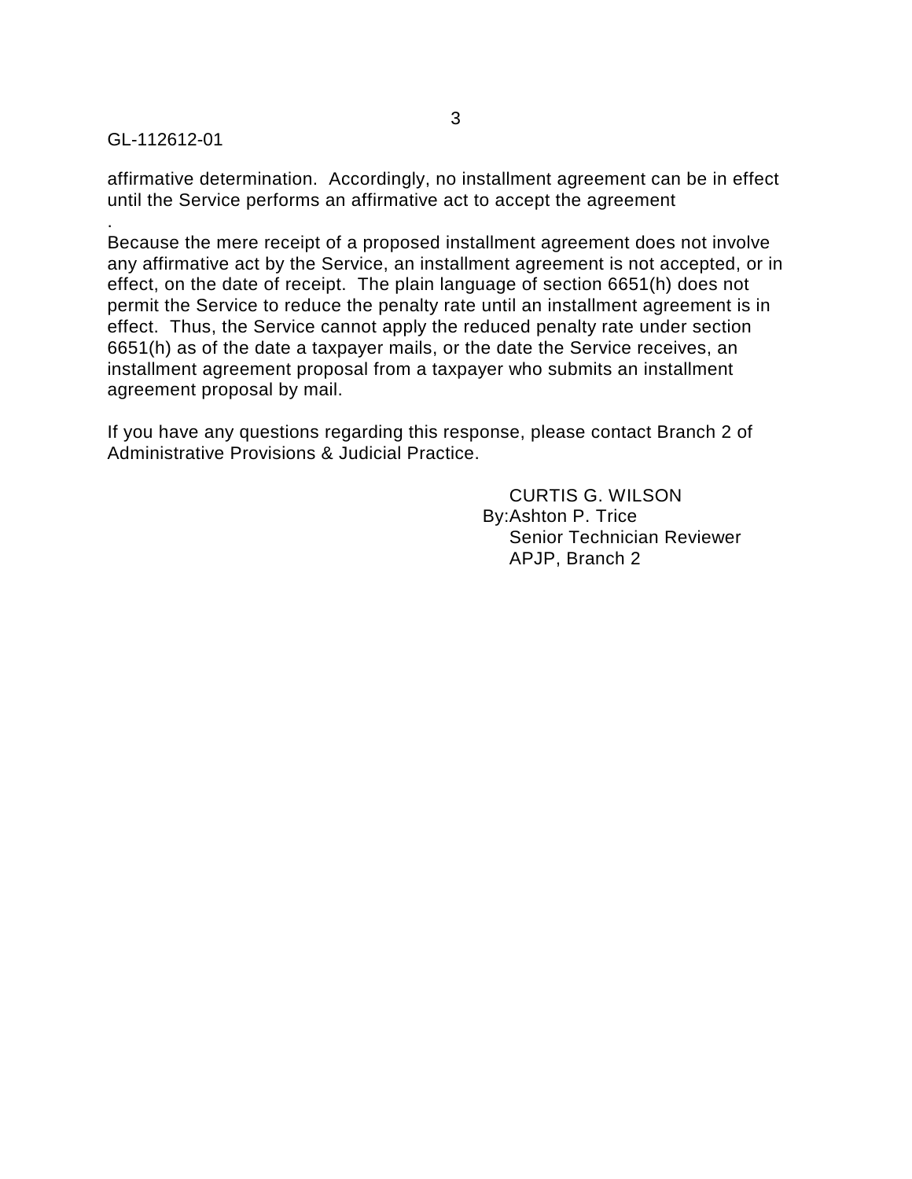affirmative determination. Accordingly, no installment agreement can be in effect until the Service performs an affirmative act to accept the agreement.

Because the mere receipt of a proposed installment agreement does not involve any affirmative act by the Service, an installment agreement is not accepted, or in effect, on the date of receipt. The plain language of section 6651(h) does not permit the Service to reduce the penalty rate until an installment agreement is in effect. Thus, the Service cannot apply the reduced penalty rate under section 6651(h) as of the date a taxpayer mails, or the date the Service receives, an installment agreement proposal from a taxpayer who submits an installment agreement proposal by mail.

If you have any questions regarding this response, please contact Branch 2 of Administrative Provisions & Judicial Practice.

CURTIS G. WILSON
By: Ashton P. Trice
Senior Technician Reviewer
APJP, Branch 2